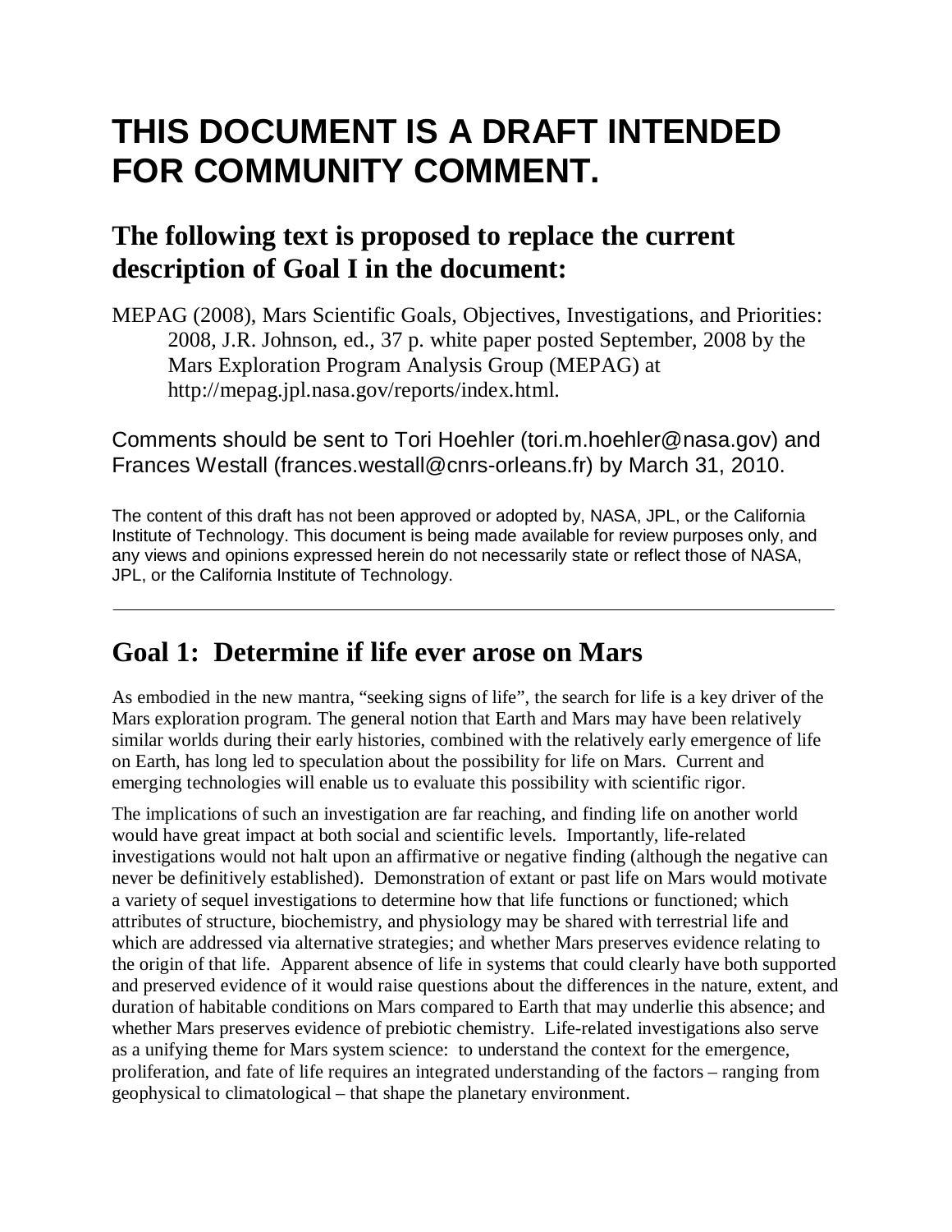# THIS DOCUMENT IS A DRAFT INTENDED FOR COMMUNITY COMMENT.

## The following text is proposed to replace the current description of Goal I in the document:

MEPAG (2008), Mars Scientific Goals, Objectives, Investigations, and Priorities: 2008, J.R. Johnson, ed., 37 p. white paper posted September, 2008 by the Mars Exploration Program Analysis Group (MEPAG) at http://mepag.jpl.nasa.gov/reports/index.html.

Comments should be sent to Tori Hoehler (tori.m.hoehler@nasa.gov) and Frances Westall (frances.westall@cnrs-orleans.fr) by March 31, 2010.

The content of this draft has not been approved or adopted by, NASA, JPL, or the California Institute of Technology. This document is being made available for review purposes only, and any views and opinions expressed herein do not necessarily state or reflect those of NASA, JPL, or the California Institute of Technology.

---

## Goal 1: Determine if life ever arose on Mars

As embodied in the new mantra, "seeking signs of life", the search for life is a key driver of the Mars exploration program. The general notion that Earth and Mars may have been relatively similar worlds during their early histories, combined with the relatively early emergence of life on Earth, has long led to speculation about the possibility for life on Mars. Current and emerging technologies will enable us to evaluate this possibility with scientific rigor.

The implications of such an investigation are far reaching, and finding life on another world would have great impact at both social and scientific levels. Importantly, life-related investigations would not halt upon an affirmative or negative finding (although the negative can never be definitively established). Demonstration of extant or past life on Mars would motivate a variety of sequel investigations to determine how that life functions or functioned; which attributes of structure, biochemistry, and physiology may be shared with terrestrial life and which are addressed via alternative strategies; and whether Mars preserves evidence relating to the origin of that life. Apparent absence of life in systems that could clearly have both supported and preserved evidence of it would raise questions about the differences in the nature, extent, and duration of habitable conditions on Mars compared to Earth that may underlie this absence; and whether Mars preserves evidence of prebiotic chemistry. Life-related investigations also serve as a unifying theme for Mars system science: to understand the context for the emergence, proliferation, and fate of life requires an integrated understanding of the factors – ranging from geophysical to climatological – that shape the planetary environment.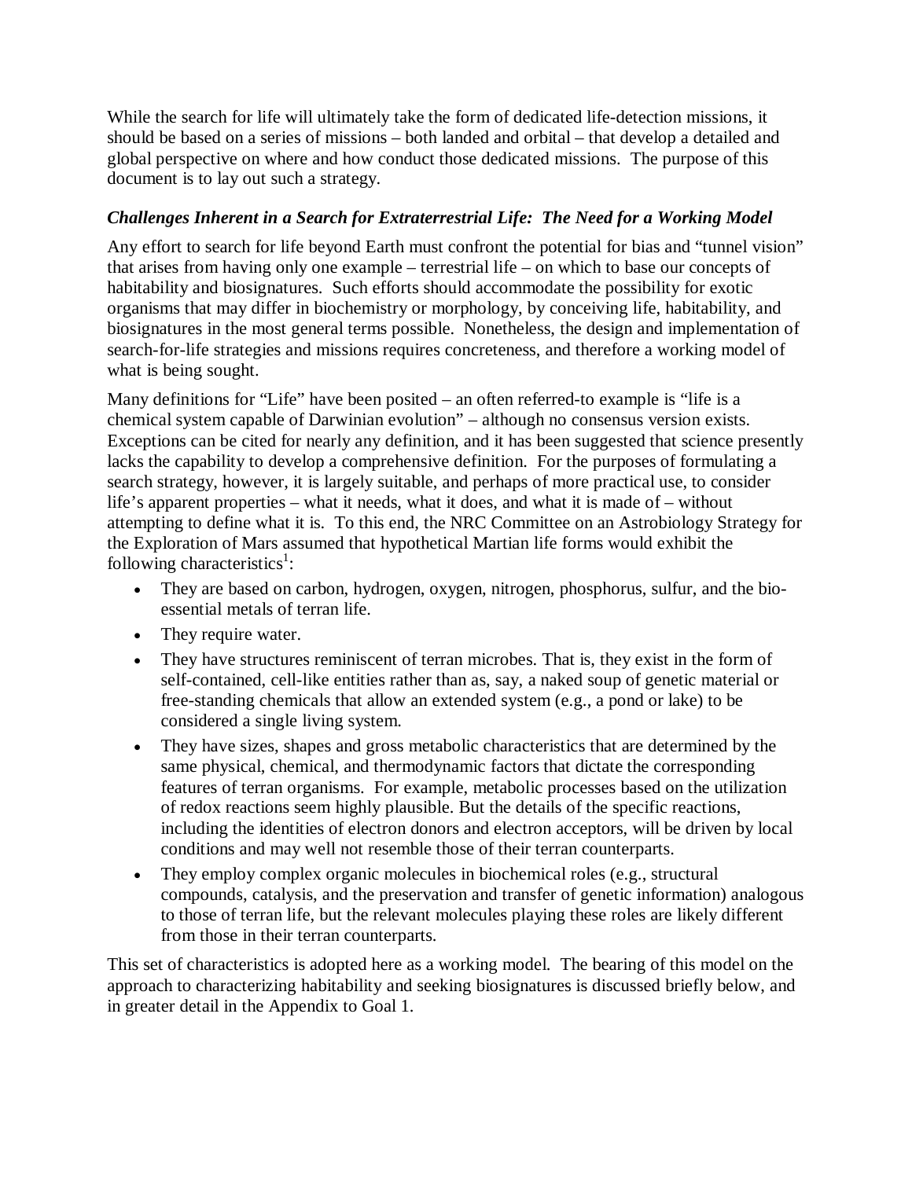While the search for life will ultimately take the form of dedicated life-detection missions, it should be based on a series of missions – both landed and orbital – that develop a detailed and global perspective on where and how conduct those dedicated missions. The purpose of this document is to lay out such a strategy.

### *Challenges Inherent in a Search for Extraterrestrial Life: The Need for a Working Model*

Any effort to search for life beyond Earth must confront the potential for bias and "tunnel vision" that arises from having only one example – terrestrial life – on which to base our concepts of habitability and biosignatures. Such efforts should accommodate the possibility for exotic organisms that may differ in biochemistry or morphology, by conceiving life, habitability, and biosignatures in the most general terms possible. Nonetheless, the design and implementation of search-for-life strategies and missions requires concreteness, and therefore a working model of what is being sought.

Many definitions for "Life" have been posited – an often referred-to example is "life is a chemical system capable of Darwinian evolution" – although no consensus version exists. Exceptions can be cited for nearly any definition, and it has been suggested that science presently lacks the capability to develop a comprehensive definition. For the purposes of formulating a search strategy, however, it is largely suitable, and perhaps of more practical use, to consider life's apparent properties – what it needs, what it does, and what it is made of – without attempting to define what it is. To this end, the NRC Committee on an Astrobiology Strategy for the Exploration of Mars assumed that hypothetical Martian life forms would exhibit the following characteristics[1]:

- They are based on carbon, hydrogen, oxygen, nitrogen, phosphorus, sulfur, and the bio-essential metals of terran life.
- They require water.
- They have structures reminiscent of terran microbes. That is, they exist in the form of self-contained, cell-like entities rather than as, say, a naked soup of genetic material or free-standing chemicals that allow an extended system (e.g., a pond or lake) to be considered a single living system.
- They have sizes, shapes and gross metabolic characteristics that are determined by the same physical, chemical, and thermodynamic factors that dictate the corresponding features of terran organisms. For example, metabolic processes based on the utilization of redox reactions seem highly plausible. But the details of the specific reactions, including the identities of electron donors and electron acceptors, will be driven by local conditions and may well not resemble those of their terran counterparts.
- They employ complex organic molecules in biochemical roles (e.g., structural compounds, catalysis, and the preservation and transfer of genetic information) analogous to those of terran life, but the relevant molecules playing these roles are likely different from those in their terran counterparts.

This set of characteristics is adopted here as a working model. The bearing of this model on the approach to characterizing habitability and seeking biosignatures is discussed briefly below, and in greater detail in the Appendix to Goal 1.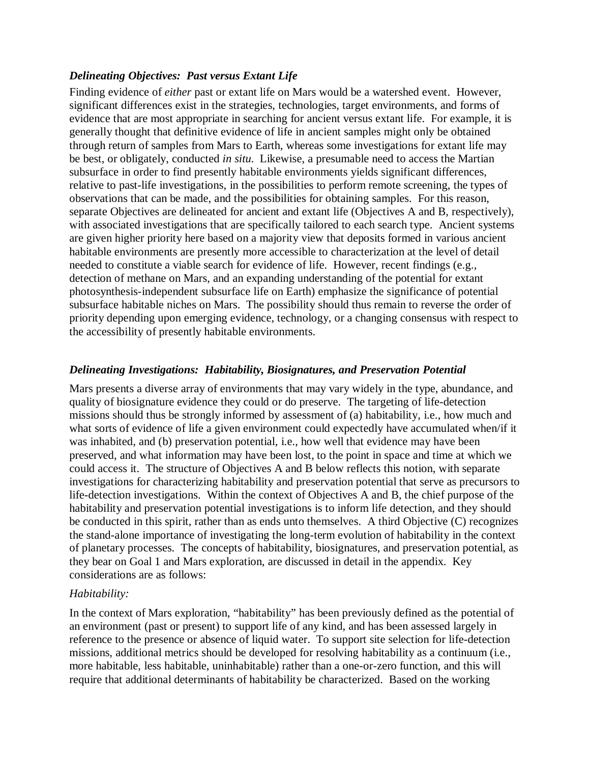### *Delineating Objectives: Past versus Extant Life*

Finding evidence of *either* past or extant life on Mars would be a watershed event. However, significant differences exist in the strategies, technologies, target environments, and forms of evidence that are most appropriate in searching for ancient versus extant life. For example, it is generally thought that definitive evidence of life in ancient samples might only be obtained through return of samples from Mars to Earth, whereas some investigations for extant life may be best, or obligately, conducted *in situ*. Likewise, a presumable need to access the Martian subsurface in order to find presently habitable environments yields significant differences, relative to past-life investigations, in the possibilities to perform remote screening, the types of observations that can be made, and the possibilities for obtaining samples. For this reason, separate Objectives are delineated for ancient and extant life (Objectives A and B, respectively), with associated investigations that are specifically tailored to each search type. Ancient systems are given higher priority here based on a majority view that deposits formed in various ancient habitable environments are presently more accessible to characterization at the level of detail needed to constitute a viable search for evidence of life. However, recent findings (e.g., detection of methane on Mars, and an expanding understanding of the potential for extant photosynthesis-independent subsurface life on Earth) emphasize the significance of potential subsurface habitable niches on Mars. The possibility should thus remain to reverse the order of priority depending upon emerging evidence, technology, or a changing consensus with respect to the accessibility of presently habitable environments.

### *Delineating Investigations: Habitability, Biosignatures, and Preservation Potential*

Mars presents a diverse array of environments that may vary widely in the type, abundance, and quality of biosignature evidence they could or do preserve. The targeting of life-detection missions should thus be strongly informed by assessment of (a) habitability, i.e., how much and what sorts of evidence of life a given environment could expectedly have accumulated when/if it was inhabited, and (b) preservation potential, i.e., how well that evidence may have been preserved, and what information may have been lost, to the point in space and time at which we could access it. The structure of Objectives A and B below reflects this notion, with separate investigations for characterizing habitability and preservation potential that serve as precursors to life-detection investigations. Within the context of Objectives A and B, the chief purpose of the habitability and preservation potential investigations is to inform life detection, and they should be conducted in this spirit, rather than as ends unto themselves. A third Objective (C) recognizes the stand-alone importance of investigating the long-term evolution of habitability in the context of planetary processes. The concepts of habitability, biosignatures, and preservation potential, as they bear on Goal 1 and Mars exploration, are discussed in detail in the appendix. Key considerations are as follows:

*Habitability:*

In the context of Mars exploration, "habitability" has been previously defined as the potential of an environment (past or present) to support life of any kind, and has been assessed largely in reference to the presence or absence of liquid water. To support site selection for life-detection missions, additional metrics should be developed for resolving habitability as a continuum (i.e., more habitable, less habitable, uninhabitable) rather than a one-or-zero function, and this will require that additional determinants of habitability be characterized. Based on the working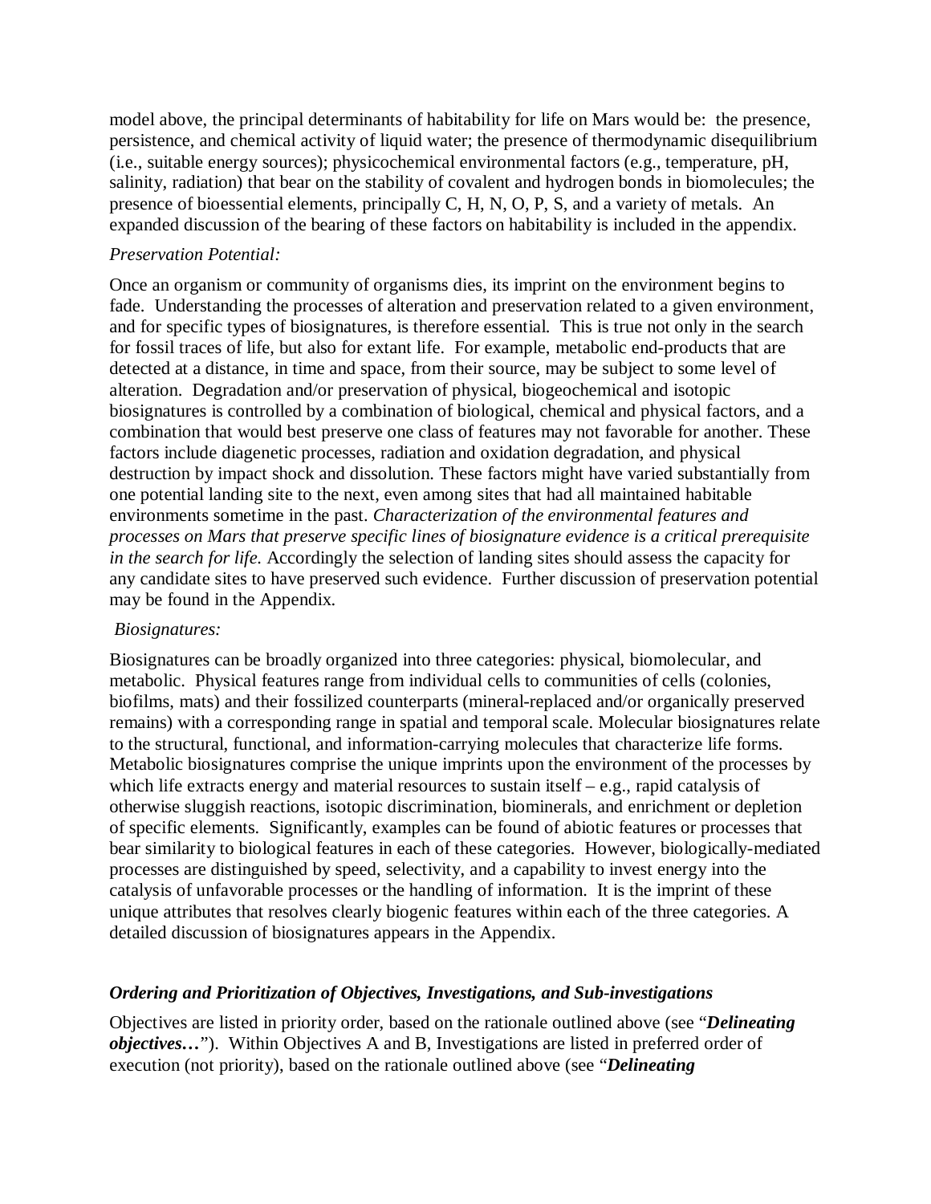model above, the principal determinants of habitability for life on Mars would be: the presence, persistence, and chemical activity of liquid water; the presence of thermodynamic disequilibrium (i.e., suitable energy sources); physicochemical environmental factors (e.g., temperature, pH, salinity, radiation) that bear on the stability of covalent and hydrogen bonds in biomolecules; the presence of bioessential elements, principally C, H, N, O, P, S, and a variety of metals. An expanded discussion of the bearing of these factors on habitability is included in the appendix.

*Preservation Potential:*

Once an organism or community of organisms dies, its imprint on the environment begins to fade. Understanding the processes of alteration and preservation related to a given environment, and for specific types of biosignatures, is therefore essential. This is true not only in the search for fossil traces of life, but also for extant life. For example, metabolic end-products that are detected at a distance, in time and space, from their source, may be subject to some level of alteration. Degradation and/or preservation of physical, biogeochemical and isotopic biosignatures is controlled by a combination of biological, chemical and physical factors, and a combination that would best preserve one class of features may not favorable for another. These factors include diagenetic processes, radiation and oxidation degradation, and physical destruction by impact shock and dissolution. These factors might have varied substantially from one potential landing site to the next, even among sites that had all maintained habitable environments sometime in the past. *Characterization of the environmental features and processes on Mars that preserve specific lines of biosignature evidence is a critical prerequisite in the search for life.* Accordingly the selection of landing sites should assess the capacity for any candidate sites to have preserved such evidence. Further discussion of preservation potential may be found in the Appendix.

*Biosignatures:*

Biosignatures can be broadly organized into three categories: physical, biomolecular, and metabolic. Physical features range from individual cells to communities of cells (colonies, biofilms, mats) and their fossilized counterparts (mineral-replaced and/or organically preserved remains) with a corresponding range in spatial and temporal scale. Molecular biosignatures relate to the structural, functional, and information-carrying molecules that characterize life forms. Metabolic biosignatures comprise the unique imprints upon the environment of the processes by which life extracts energy and material resources to sustain itself – e.g., rapid catalysis of otherwise sluggish reactions, isotopic discrimination, biominerals, and enrichment or depletion of specific elements. Significantly, examples can be found of abiotic features or processes that bear similarity to biological features in each of these categories. However, biologically-mediated processes are distinguished by speed, selectivity, and a capability to invest energy into the catalysis of unfavorable processes or the handling of information. It is the imprint of these unique attributes that resolves clearly biogenic features within each of the three categories. A detailed discussion of biosignatures appears in the Appendix.

***Ordering and Prioritization of Objectives, Investigations, and Sub-investigations***

Objectives are listed in priority order, based on the rationale outlined above (see "***Delineating objectives…***"). Within Objectives A and B, Investigations are listed in preferred order of execution (not priority), based on the rationale outlined above (see "***Delineating***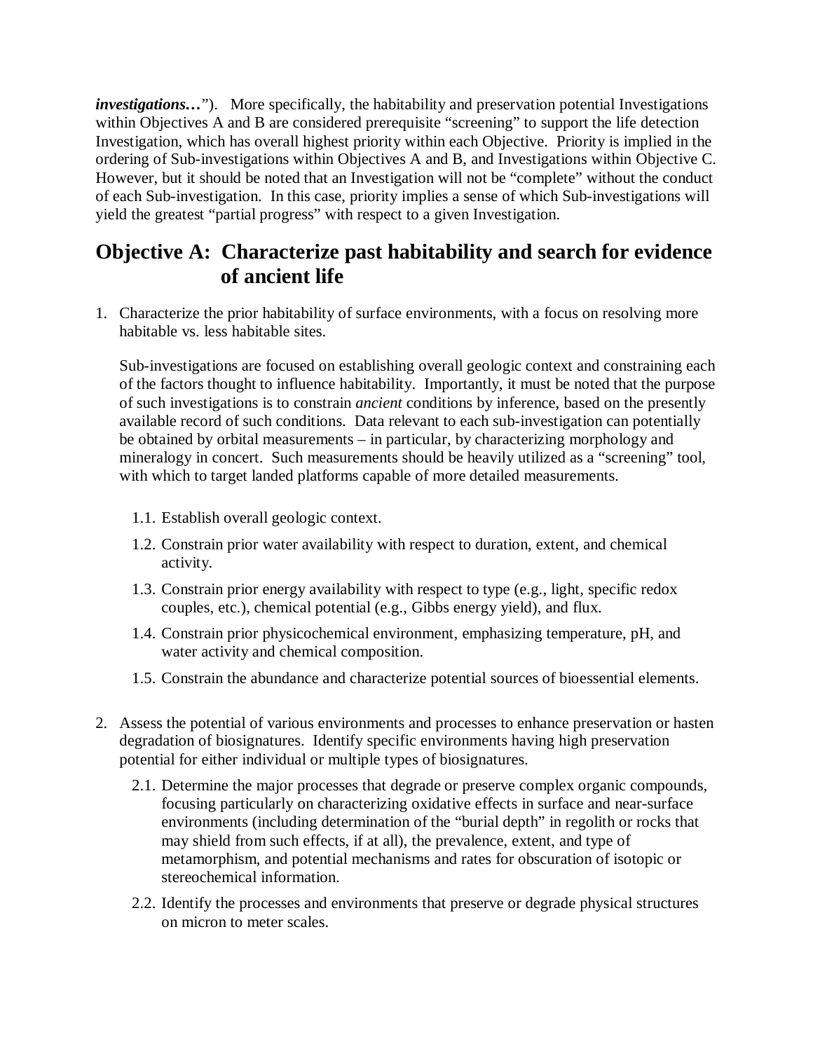***investigations…***”).   More specifically, the habitability and preservation potential Investigations within Objectives A and B are considered prerequisite “screening” to support the life detection Investigation, which has overall highest priority within each Objective.  Priority is implied in the ordering of Sub-investigations within Objectives A and B, and Investigations within Objective C.  However, but it should be noted that an Investigation will not be “complete” without the conduct of each Sub-investigation.  In this case, priority implies a sense of which Sub-investigations will yield the greatest “partial progress” with respect to a given Investigation.

## Objective A:  Characterize past habitability and search for evidence of ancient life

1. Characterize the prior habitability of surface environments, with a focus on resolving more habitable vs. less habitable sites.

   Sub-investigations are focused on establishing overall geologic context and constraining each of the factors thought to influence habitability.  Importantly, it must be noted that the purpose of such investigations is to constrain *ancient* conditions by inference, based on the presently available record of such conditions.  Data relevant to each sub-investigation can potentially be obtained by orbital measurements – in particular, by characterizing morphology and mineralogy in concert.  Such measurements should be heavily utilized as a “screening” tool, with which to target landed platforms capable of more detailed measurements.

   1.1. Establish overall geologic context.

   1.2. Constrain prior water availability with respect to duration, extent, and chemical activity.

   1.3. Constrain prior energy availability with respect to type (e.g., light, specific redox couples, etc.), chemical potential (e.g., Gibbs energy yield), and flux.

   1.4. Constrain prior physicochemical environment, emphasizing temperature, pH, and water activity and chemical composition.

   1.5. Constrain the abundance and characterize potential sources of bioessential elements.

2. Assess the potential of various environments and processes to enhance preservation or hasten degradation of biosignatures.  Identify specific environments having high preservation potential for either individual or multiple types of biosignatures.

   2.1. Determine the major processes that degrade or preserve complex organic compounds, focusing particularly on characterizing oxidative effects in surface and near-surface environments (including determination of the “burial depth” in regolith or rocks that may shield from such effects, if at all), the prevalence, extent, and type of metamorphism, and potential mechanisms and rates for obscuration of isotopic or stereochemical information.

   2.2. Identify the processes and environments that preserve or degrade physical structures on micron to meter scales.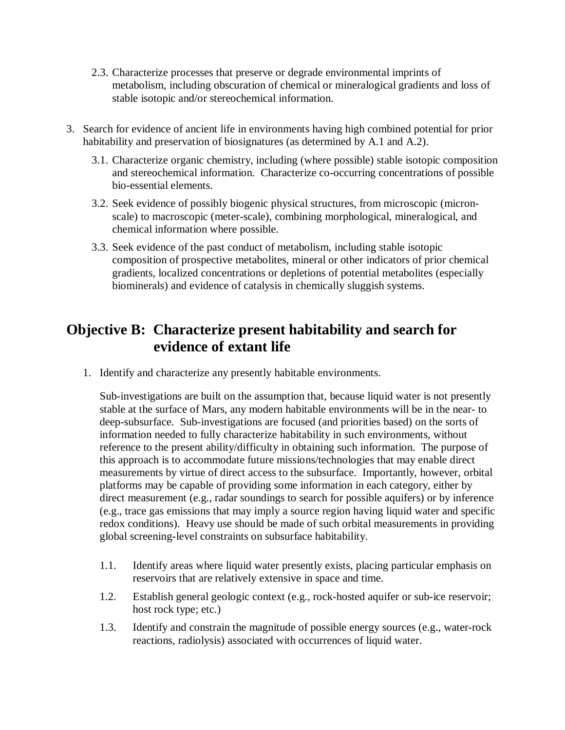2.3. Characterize processes that preserve or degrade environmental imprints of metabolism, including obscuration of chemical or mineralogical gradients and loss of stable isotopic and/or stereochemical information.

3. Search for evidence of ancient life in environments having high combined potential for prior habitability and preservation of biosignatures (as determined by A.1 and A.2).

   3.1. Characterize organic chemistry, including (where possible) stable isotopic composition and stereochemical information. Characterize co-occurring concentrations of possible bio-essential elements.

   3.2. Seek evidence of possibly biogenic physical structures, from microscopic (micron-scale) to macroscopic (meter-scale), combining morphological, mineralogical, and chemical information where possible.

   3.3. Seek evidence of the past conduct of metabolism, including stable isotopic composition of prospective metabolites, mineral or other indicators of prior chemical gradients, localized concentrations or depletions of potential metabolites (especially biominerals) and evidence of catalysis in chemically sluggish systems.

## Objective B: Characterize present habitability and search for evidence of extant life

1. Identify and characterize any presently habitable environments.

   Sub-investigations are built on the assumption that, because liquid water is not presently stable at the surface of Mars, any modern habitable environments will be in the near- to deep-subsurface. Sub-investigations are focused (and priorities based) on the sorts of information needed to fully characterize habitability in such environments, without reference to the present ability/difficulty in obtaining such information. The purpose of this approach is to accommodate future missions/technologies that may enable direct measurements by virtue of direct access to the subsurface. Importantly, however, orbital platforms may be capable of providing some information in each category, either by direct measurement (e.g., radar soundings to search for possible aquifers) or by inference (e.g., trace gas emissions that may imply a source region having liquid water and specific redox conditions). Heavy use should be made of such orbital measurements in providing global screening-level constraints on subsurface habitability.

   1.1. Identify areas where liquid water presently exists, placing particular emphasis on reservoirs that are relatively extensive in space and time.

   1.2. Establish general geologic context (e.g., rock-hosted aquifer or sub-ice reservoir; host rock type; etc.)

   1.3. Identify and constrain the magnitude of possible energy sources (e.g., water-rock reactions, radiolysis) associated with occurrences of liquid water.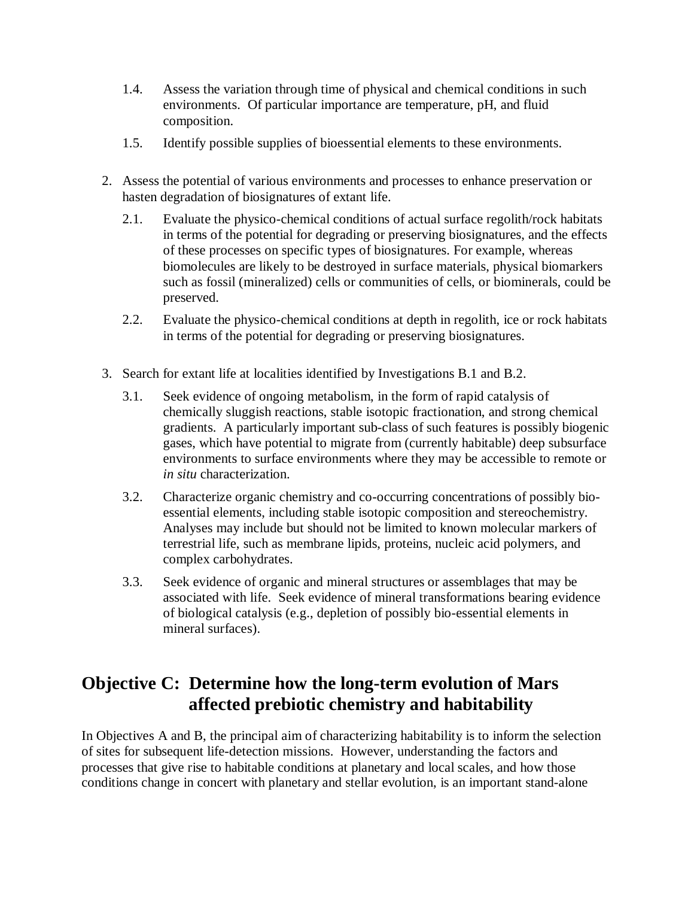1.4. Assess the variation through time of physical and chemical conditions in such environments. Of particular importance are temperature, pH, and fluid composition.

1.5. Identify possible supplies of bioessential elements to these environments.

2. Assess the potential of various environments and processes to enhance preservation or hasten degradation of biosignatures of extant life.

   2.1. Evaluate the physico-chemical conditions of actual surface regolith/rock habitats in terms of the potential for degrading or preserving biosignatures, and the effects of these processes on specific types of biosignatures. For example, whereas biomolecules are likely to be destroyed in surface materials, physical biomarkers such as fossil (mineralized) cells or communities of cells, or biominerals, could be preserved.

   2.2. Evaluate the physico-chemical conditions at depth in regolith, ice or rock habitats in terms of the potential for degrading or preserving biosignatures.

3. Search for extant life at localities identified by Investigations B.1 and B.2.

   3.1. Seek evidence of ongoing metabolism, in the form of rapid catalysis of chemically sluggish reactions, stable isotopic fractionation, and strong chemical gradients. A particularly important sub-class of such features is possibly biogenic gases, which have potential to migrate from (currently habitable) deep subsurface environments to surface environments where they may be accessible to remote or *in situ* characterization.

   3.2. Characterize organic chemistry and co-occurring concentrations of possibly bio-essential elements, including stable isotopic composition and stereochemistry. Analyses may include but should not be limited to known molecular markers of terrestrial life, such as membrane lipids, proteins, nucleic acid polymers, and complex carbohydrates.

   3.3. Seek evidence of organic and mineral structures or assemblages that may be associated with life. Seek evidence of mineral transformations bearing evidence of biological catalysis (e.g., depletion of possibly bio-essential elements in mineral surfaces).

## Objective C: Determine how the long-term evolution of Mars affected prebiotic chemistry and habitability

In Objectives A and B, the principal aim of characterizing habitability is to inform the selection of sites for subsequent life-detection missions. However, understanding the factors and processes that give rise to habitable conditions at planetary and local scales, and how those conditions change in concert with planetary and stellar evolution, is an important stand-alone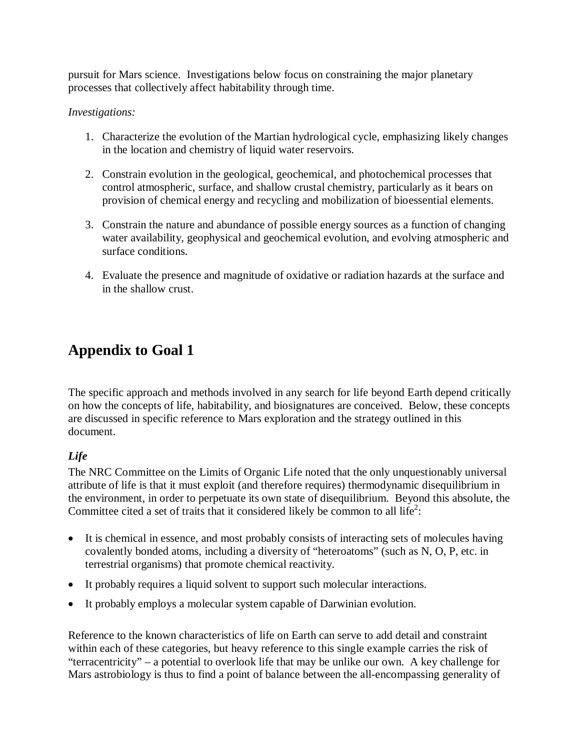pursuit for Mars science. Investigations below focus on constraining the major planetary processes that collectively affect habitability through time.

*Investigations:*

1. Characterize the evolution of the Martian hydrological cycle, emphasizing likely changes in the location and chemistry of liquid water reservoirs.

2. Constrain evolution in the geological, geochemical, and photochemical processes that control atmospheric, surface, and shallow crustal chemistry, particularly as it bears on provision of chemical energy and recycling and mobilization of bioessential elements.

3. Constrain the nature and abundance of possible energy sources as a function of changing water availability, geophysical and geochemical evolution, and evolving atmospheric and surface conditions.

4. Evaluate the presence and magnitude of oxidative or radiation hazards at the surface and in the shallow crust.

# Appendix to Goal 1

The specific approach and methods involved in any search for life beyond Earth depend critically on how the concepts of life, habitability, and biosignatures are conceived. Below, these concepts are discussed in specific reference to Mars exploration and the strategy outlined in this document.

### *Life*

The NRC Committee on the Limits of Organic Life noted that the only unquestionably universal attribute of life is that it must exploit (and therefore requires) thermodynamic disequilibrium in the environment, in order to perpetuate its own state of disequilibrium. Beyond this absolute, the Committee cited a set of traits that it considered likely be common to all life[2]:

- It is chemical in essence, and most probably consists of interacting sets of molecules having covalently bonded atoms, including a diversity of "heteroatoms" (such as N, O, P, etc. in terrestrial organisms) that promote chemical reactivity.
- It probably requires a liquid solvent to support such molecular interactions.
- It probably employs a molecular system capable of Darwinian evolution.

Reference to the known characteristics of life on Earth can serve to add detail and constraint within each of these categories, but heavy reference to this single example carries the risk of "terracentricity" – a potential to overlook life that may be unlike our own. A key challenge for Mars astrobiology is thus to find a point of balance between the all-encompassing generality of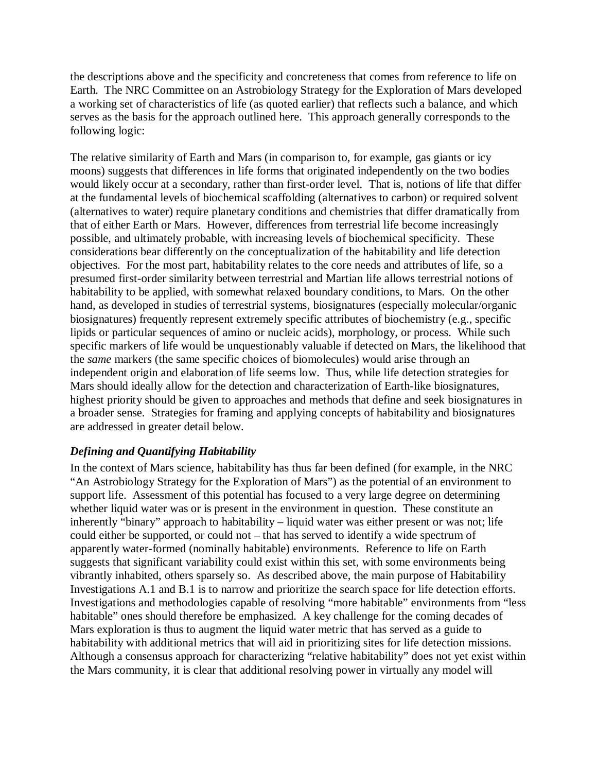the descriptions above and the specificity and concreteness that comes from reference to life on Earth. The NRC Committee on an Astrobiology Strategy for the Exploration of Mars developed a working set of characteristics of life (as quoted earlier) that reflects such a balance, and which serves as the basis for the approach outlined here. This approach generally corresponds to the following logic:

The relative similarity of Earth and Mars (in comparison to, for example, gas giants or icy moons) suggests that differences in life forms that originated independently on the two bodies would likely occur at a secondary, rather than first-order level. That is, notions of life that differ at the fundamental levels of biochemical scaffolding (alternatives to carbon) or required solvent (alternatives to water) require planetary conditions and chemistries that differ dramatically from that of either Earth or Mars. However, differences from terrestrial life become increasingly possible, and ultimately probable, with increasing levels of biochemical specificity. These considerations bear differently on the conceptualization of the habitability and life detection objectives. For the most part, habitability relates to the core needs and attributes of life, so a presumed first-order similarity between terrestrial and Martian life allows terrestrial notions of habitability to be applied, with somewhat relaxed boundary conditions, to Mars. On the other hand, as developed in studies of terrestrial systems, biosignatures (especially molecular/organic biosignatures) frequently represent extremely specific attributes of biochemistry (e.g., specific lipids or particular sequences of amino or nucleic acids), morphology, or process. While such specific markers of life would be unquestionably valuable if detected on Mars, the likelihood that the *same* markers (the same specific choices of biomolecules) would arise through an independent origin and elaboration of life seems low. Thus, while life detection strategies for Mars should ideally allow for the detection and characterization of Earth-like biosignatures, highest priority should be given to approaches and methods that define and seek biosignatures in a broader sense. Strategies for framing and applying concepts of habitability and biosignatures are addressed in greater detail below.

### *Defining and Quantifying Habitability*

In the context of Mars science, habitability has thus far been defined (for example, in the NRC "An Astrobiology Strategy for the Exploration of Mars") as the potential of an environment to support life. Assessment of this potential has focused to a very large degree on determining whether liquid water was or is present in the environment in question. These constitute an inherently "binary" approach to habitability – liquid water was either present or was not; life could either be supported, or could not – that has served to identify a wide spectrum of apparently water-formed (nominally habitable) environments. Reference to life on Earth suggests that significant variability could exist within this set, with some environments being vibrantly inhabited, others sparsely so. As described above, the main purpose of Habitability Investigations A.1 and B.1 is to narrow and prioritize the search space for life detection efforts. Investigations and methodologies capable of resolving "more habitable" environments from "less habitable" ones should therefore be emphasized. A key challenge for the coming decades of Mars exploration is thus to augment the liquid water metric that has served as a guide to habitability with additional metrics that will aid in prioritizing sites for life detection missions. Although a consensus approach for characterizing "relative habitability" does not yet exist within the Mars community, it is clear that additional resolving power in virtually any model will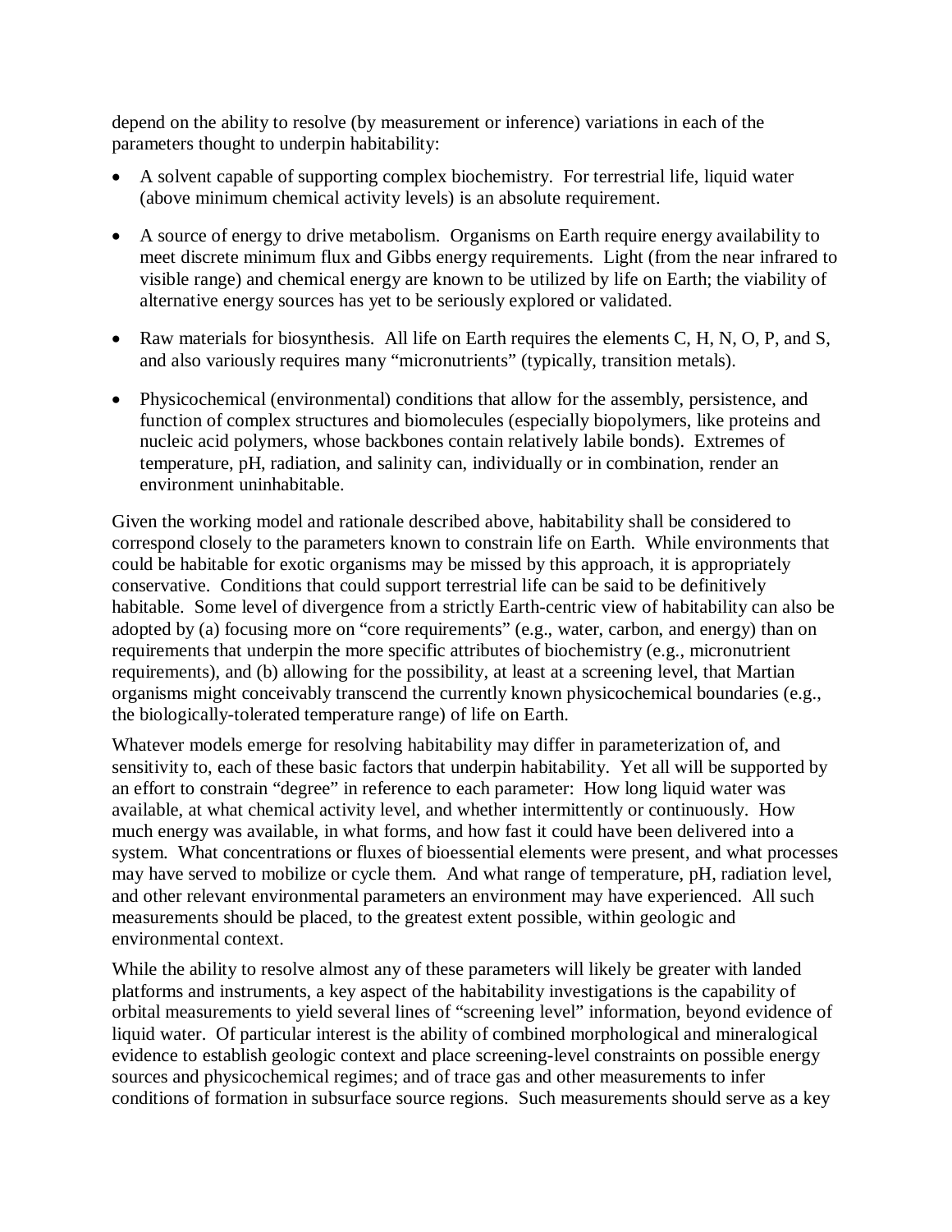depend on the ability to resolve (by measurement or inference) variations in each of the parameters thought to underpin habitability:

- A solvent capable of supporting complex biochemistry. For terrestrial life, liquid water (above minimum chemical activity levels) is an absolute requirement.
- A source of energy to drive metabolism. Organisms on Earth require energy availability to meet discrete minimum flux and Gibbs energy requirements. Light (from the near infrared to visible range) and chemical energy are known to be utilized by life on Earth; the viability of alternative energy sources has yet to be seriously explored or validated.
- Raw materials for biosynthesis. All life on Earth requires the elements C, H, N, O, P, and S, and also variously requires many "micronutrients" (typically, transition metals).
- Physicochemical (environmental) conditions that allow for the assembly, persistence, and function of complex structures and biomolecules (especially biopolymers, like proteins and nucleic acid polymers, whose backbones contain relatively labile bonds). Extremes of temperature, pH, radiation, and salinity can, individually or in combination, render an environment uninhabitable.

Given the working model and rationale described above, habitability shall be considered to correspond closely to the parameters known to constrain life on Earth. While environments that could be habitable for exotic organisms may be missed by this approach, it is appropriately conservative. Conditions that could support terrestrial life can be said to be definitively habitable. Some level of divergence from a strictly Earth-centric view of habitability can also be adopted by (a) focusing more on "core requirements" (e.g., water, carbon, and energy) than on requirements that underpin the more specific attributes of biochemistry (e.g., micronutrient requirements), and (b) allowing for the possibility, at least at a screening level, that Martian organisms might conceivably transcend the currently known physicochemical boundaries (e.g., the biologically-tolerated temperature range) of life on Earth.

Whatever models emerge for resolving habitability may differ in parameterization of, and sensitivity to, each of these basic factors that underpin habitability. Yet all will be supported by an effort to constrain "degree" in reference to each parameter: How long liquid water was available, at what chemical activity level, and whether intermittently or continuously. How much energy was available, in what forms, and how fast it could have been delivered into a system. What concentrations or fluxes of bioessential elements were present, and what processes may have served to mobilize or cycle them. And what range of temperature, pH, radiation level, and other relevant environmental parameters an environment may have experienced. All such measurements should be placed, to the greatest extent possible, within geologic and environmental context.

While the ability to resolve almost any of these parameters will likely be greater with landed platforms and instruments, a key aspect of the habitability investigations is the capability of orbital measurements to yield several lines of "screening level" information, beyond evidence of liquid water. Of particular interest is the ability of combined morphological and mineralogical evidence to establish geologic context and place screening-level constraints on possible energy sources and physicochemical regimes; and of trace gas and other measurements to infer conditions of formation in subsurface source regions. Such measurements should serve as a key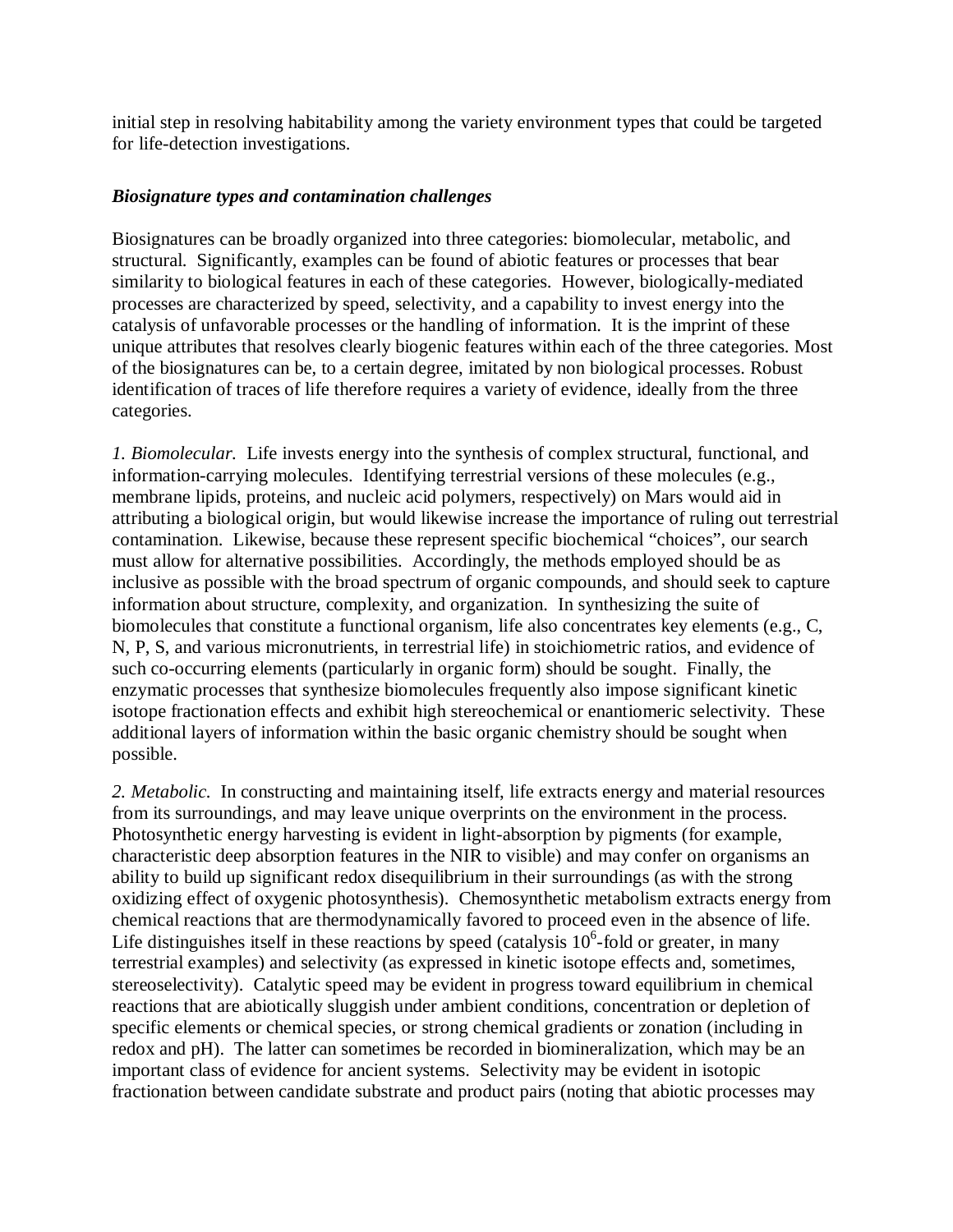initial step in resolving habitability among the variety environment types that could be targeted for life-detection investigations.

***Biosignature types and contamination challenges***

Biosignatures can be broadly organized into three categories: biomolecular, metabolic, and structural. Significantly, examples can be found of abiotic features or processes that bear similarity to biological features in each of these categories. However, biologically-mediated processes are characterized by speed, selectivity, and a capability to invest energy into the catalysis of unfavorable processes or the handling of information. It is the imprint of these unique attributes that resolves clearly biogenic features within each of the three categories. Most of the biosignatures can be, to a certain degree, imitated by non biological processes. Robust identification of traces of life therefore requires a variety of evidence, ideally from the three categories.

*1. Biomolecular.* Life invests energy into the synthesis of complex structural, functional, and information-carrying molecules. Identifying terrestrial versions of these molecules (e.g., membrane lipids, proteins, and nucleic acid polymers, respectively) on Mars would aid in attributing a biological origin, but would likewise increase the importance of ruling out terrestrial contamination. Likewise, because these represent specific biochemical "choices", our search must allow for alternative possibilities. Accordingly, the methods employed should be as inclusive as possible with the broad spectrum of organic compounds, and should seek to capture information about structure, complexity, and organization. In synthesizing the suite of biomolecules that constitute a functional organism, life also concentrates key elements (e.g., C, N, P, S, and various micronutrients, in terrestrial life) in stoichiometric ratios, and evidence of such co-occurring elements (particularly in organic form) should be sought. Finally, the enzymatic processes that synthesize biomolecules frequently also impose significant kinetic isotope fractionation effects and exhibit high stereochemical or enantiomeric selectivity. These additional layers of information within the basic organic chemistry should be sought when possible.

*2. Metabolic.* In constructing and maintaining itself, life extracts energy and material resources from its surroundings, and may leave unique overprints on the environment in the process. Photosynthetic energy harvesting is evident in light-absorption by pigments (for example, characteristic deep absorption features in the NIR to visible) and may confer on organisms an ability to build up significant redox disequilibrium in their surroundings (as with the strong oxidizing effect of oxygenic photosynthesis). Chemosynthetic metabolism extracts energy from chemical reactions that are thermodynamically favored to proceed even in the absence of life. Life distinguishes itself in these reactions by speed (catalysis $10^6$-fold or greater, in many terrestrial examples) and selectivity (as expressed in kinetic isotope effects and, sometimes, stereoselectivity). Catalytic speed may be evident in progress toward equilibrium in chemical reactions that are abiotically sluggish under ambient conditions, concentration or depletion of specific elements or chemical species, or strong chemical gradients or zonation (including in redox and pH). The latter can sometimes be recorded in biomineralization, which may be an important class of evidence for ancient systems. Selectivity may be evident in isotopic fractionation between candidate substrate and product pairs (noting that abiotic processes may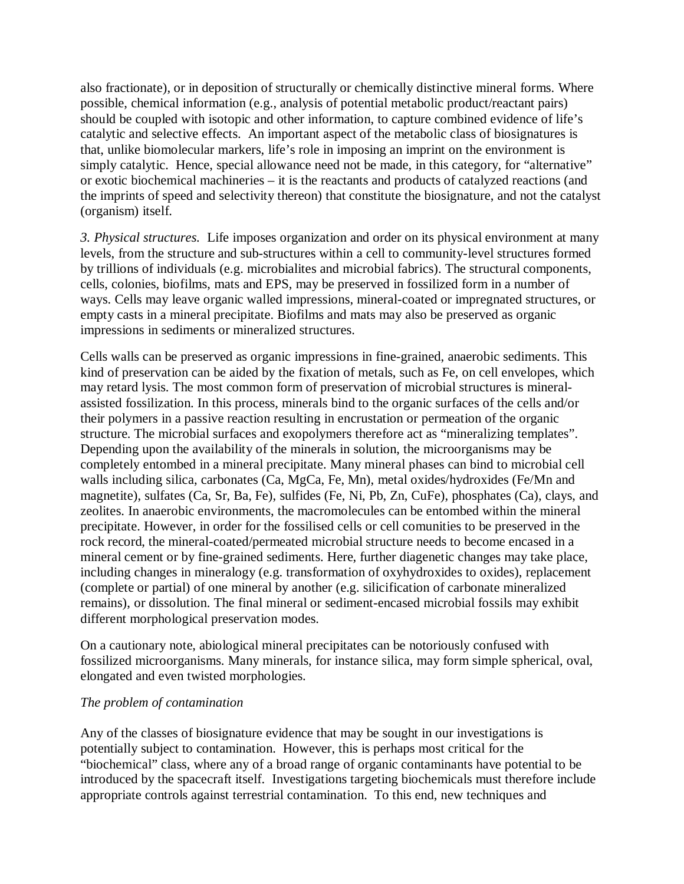also fractionate), or in deposition of structurally or chemically distinctive mineral forms. Where possible, chemical information (e.g., analysis of potential metabolic product/reactant pairs) should be coupled with isotopic and other information, to capture combined evidence of life's catalytic and selective effects. An important aspect of the metabolic class of biosignatures is that, unlike biomolecular markers, life's role in imposing an imprint on the environment is simply catalytic. Hence, special allowance need not be made, in this category, for "alternative" or exotic biochemical machineries – it is the reactants and products of catalyzed reactions (and the imprints of speed and selectivity thereon) that constitute the biosignature, and not the catalyst (organism) itself.

*3. Physical structures.* Life imposes organization and order on its physical environment at many levels, from the structure and sub-structures within a cell to community-level structures formed by trillions of individuals (e.g. microbialites and microbial fabrics). The structural components, cells, colonies, biofilms, mats and EPS, may be preserved in fossilized form in a number of ways. Cells may leave organic walled impressions, mineral-coated or impregnated structures, or empty casts in a mineral precipitate. Biofilms and mats may also be preserved as organic impressions in sediments or mineralized structures.

Cells walls can be preserved as organic impressions in fine-grained, anaerobic sediments. This kind of preservation can be aided by the fixation of metals, such as Fe, on cell envelopes, which may retard lysis. The most common form of preservation of microbial structures is mineral-assisted fossilization. In this process, minerals bind to the organic surfaces of the cells and/or their polymers in a passive reaction resulting in encrustation or permeation of the organic structure. The microbial surfaces and exopolymers therefore act as "mineralizing templates". Depending upon the availability of the minerals in solution, the microorganisms may be completely entombed in a mineral precipitate. Many mineral phases can bind to microbial cell walls including silica, carbonates (Ca, MgCa, Fe, Mn), metal oxides/hydroxides (Fe/Mn and magnetite), sulfates (Ca, Sr, Ba, Fe), sulfides (Fe, Ni, Pb, Zn, CuFe), phosphates (Ca), clays, and zeolites. In anaerobic environments, the macromolecules can be entombed within the mineral precipitate. However, in order for the fossilised cells or cell comunities to be preserved in the rock record, the mineral-coated/permeated microbial structure needs to become encased in a mineral cement or by fine-grained sediments. Here, further diagenetic changes may take place, including changes in mineralogy (e.g. transformation of oxyhydroxides to oxides), replacement (complete or partial) of one mineral by another (e.g. silicification of carbonate mineralized remains), or dissolution. The final mineral or sediment-encased microbial fossils may exhibit different morphological preservation modes.

On a cautionary note, abiological mineral precipitates can be notoriously confused with fossilized microorganisms. Many minerals, for instance silica, may form simple spherical, oval, elongated and even twisted morphologies.

*The problem of contamination*

Any of the classes of biosignature evidence that may be sought in our investigations is potentially subject to contamination. However, this is perhaps most critical for the "biochemical" class, where any of a broad range of organic contaminants have potential to be introduced by the spacecraft itself. Investigations targeting biochemicals must therefore include appropriate controls against terrestrial contamination. To this end, new techniques and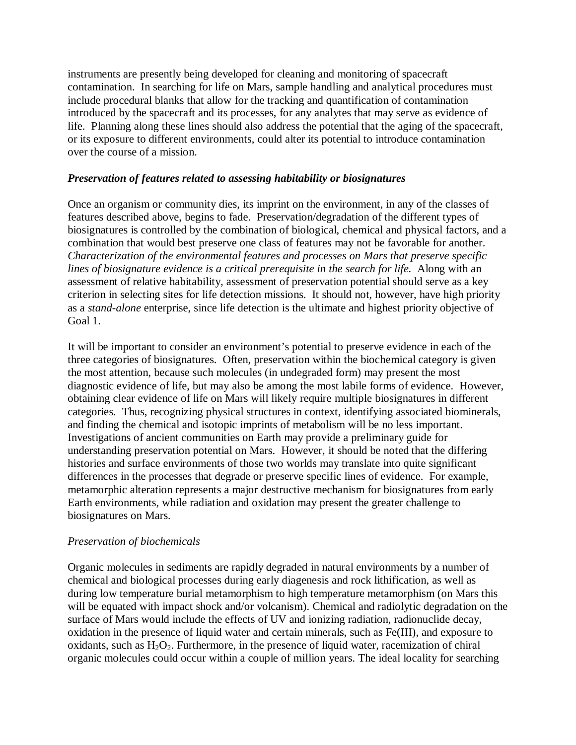instruments are presently being developed for cleaning and monitoring of spacecraft contamination. In searching for life on Mars, sample handling and analytical procedures must include procedural blanks that allow for the tracking and quantification of contamination introduced by the spacecraft and its processes, for any analytes that may serve as evidence of life. Planning along these lines should also address the potential that the aging of the spacecraft, or its exposure to different environments, could alter its potential to introduce contamination over the course of a mission.

***Preservation of features related to assessing habitability or biosignatures***

Once an organism or community dies, its imprint on the environment, in any of the classes of features described above, begins to fade. Preservation/degradation of the different types of biosignatures is controlled by the combination of biological, chemical and physical factors, and a combination that would best preserve one class of features may not be favorable for another. *Characterization of the environmental features and processes on Mars that preserve specific lines of biosignature evidence is a critical prerequisite in the search for life.* Along with an assessment of relative habitability, assessment of preservation potential should serve as a key criterion in selecting sites for life detection missions. It should not, however, have high priority as a *stand-alone* enterprise, since life detection is the ultimate and highest priority objective of Goal 1.

It will be important to consider an environment's potential to preserve evidence in each of the three categories of biosignatures. Often, preservation within the biochemical category is given the most attention, because such molecules (in undegraded form) may present the most diagnostic evidence of life, but may also be among the most labile forms of evidence. However, obtaining clear evidence of life on Mars will likely require multiple biosignatures in different categories. Thus, recognizing physical structures in context, identifying associated biominerals, and finding the chemical and isotopic imprints of metabolism will be no less important. Investigations of ancient communities on Earth may provide a preliminary guide for understanding preservation potential on Mars. However, it should be noted that the differing histories and surface environments of those two worlds may translate into quite significant differences in the processes that degrade or preserve specific lines of evidence. For example, metamorphic alteration represents a major destructive mechanism for biosignatures from early Earth environments, while radiation and oxidation may present the greater challenge to biosignatures on Mars.

*Preservation of biochemicals*

Organic molecules in sediments are rapidly degraded in natural environments by a number of chemical and biological processes during early diagenesis and rock lithification, as well as during low temperature burial metamorphism to high temperature metamorphism (on Mars this will be equated with impact shock and/or volcanism). Chemical and radiolytic degradation on the surface of Mars would include the effects of UV and ionizing radiation, radionuclide decay, oxidation in the presence of liquid water and certain minerals, such as Fe(III), and exposure to oxidants, such as $H_2O_2$. Furthermore, in the presence of liquid water, racemization of chiral organic molecules could occur within a couple of million years. The ideal locality for searching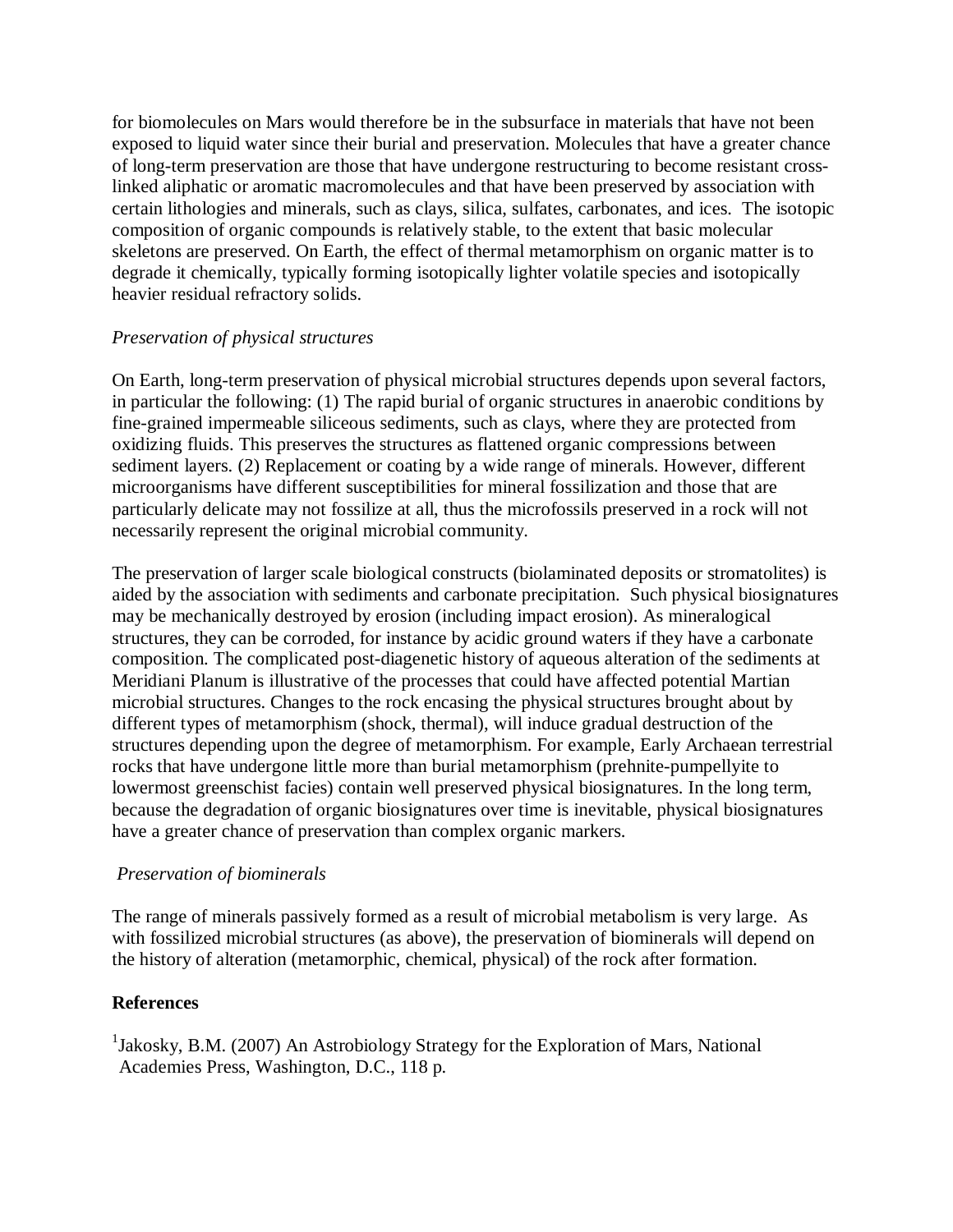for biomolecules on Mars would therefore be in the subsurface in materials that have not been exposed to liquid water since their burial and preservation. Molecules that have a greater chance of long-term preservation are those that have undergone restructuring to become resistant cross-linked aliphatic or aromatic macromolecules and that have been preserved by association with certain lithologies and minerals, such as clays, silica, sulfates, carbonates, and ices. The isotopic composition of organic compounds is relatively stable, to the extent that basic molecular skeletons are preserved. On Earth, the effect of thermal metamorphism on organic matter is to degrade it chemically, typically forming isotopically lighter volatile species and isotopically heavier residual refractory solids.

*Preservation of physical structures*

On Earth, long-term preservation of physical microbial structures depends upon several factors, in particular the following: (1) The rapid burial of organic structures in anaerobic conditions by fine-grained impermeable siliceous sediments, such as clays, where they are protected from oxidizing fluids. This preserves the structures as flattened organic compressions between sediment layers. (2) Replacement or coating by a wide range of minerals. However, different microorganisms have different susceptibilities for mineral fossilization and those that are particularly delicate may not fossilize at all, thus the microfossils preserved in a rock will not necessarily represent the original microbial community.

The preservation of larger scale biological constructs (biolaminated deposits or stromatolites) is aided by the association with sediments and carbonate precipitation. Such physical biosignatures may be mechanically destroyed by erosion (including impact erosion). As mineralogical structures, they can be corroded, for instance by acidic ground waters if they have a carbonate composition. The complicated post-diagenetic history of aqueous alteration of the sediments at Meridiani Planum is illustrative of the processes that could have affected potential Martian microbial structures. Changes to the rock encasing the physical structures brought about by different types of metamorphism (shock, thermal), will induce gradual destruction of the structures depending upon the degree of metamorphism. For example, Early Archaean terrestrial rocks that have undergone little more than burial metamorphism (prehnite-pumpellyite to lowermost greenschist facies) contain well preserved physical biosignatures. In the long term, because the degradation of organic biosignatures over time is inevitable, physical biosignatures have a greater chance of preservation than complex organic markers.

*Preservation of biominerals*

The range of minerals passively formed as a result of microbial metabolism is very large. As with fossilized microbial structures (as above), the preservation of biominerals will depend on the history of alteration (metamorphic, chemical, physical) of the rock after formation.

**References**

[1] Jakosky, B.M. (2007) An Astrobiology Strategy for the Exploration of Mars, National Academies Press, Washington, D.C., 118 p.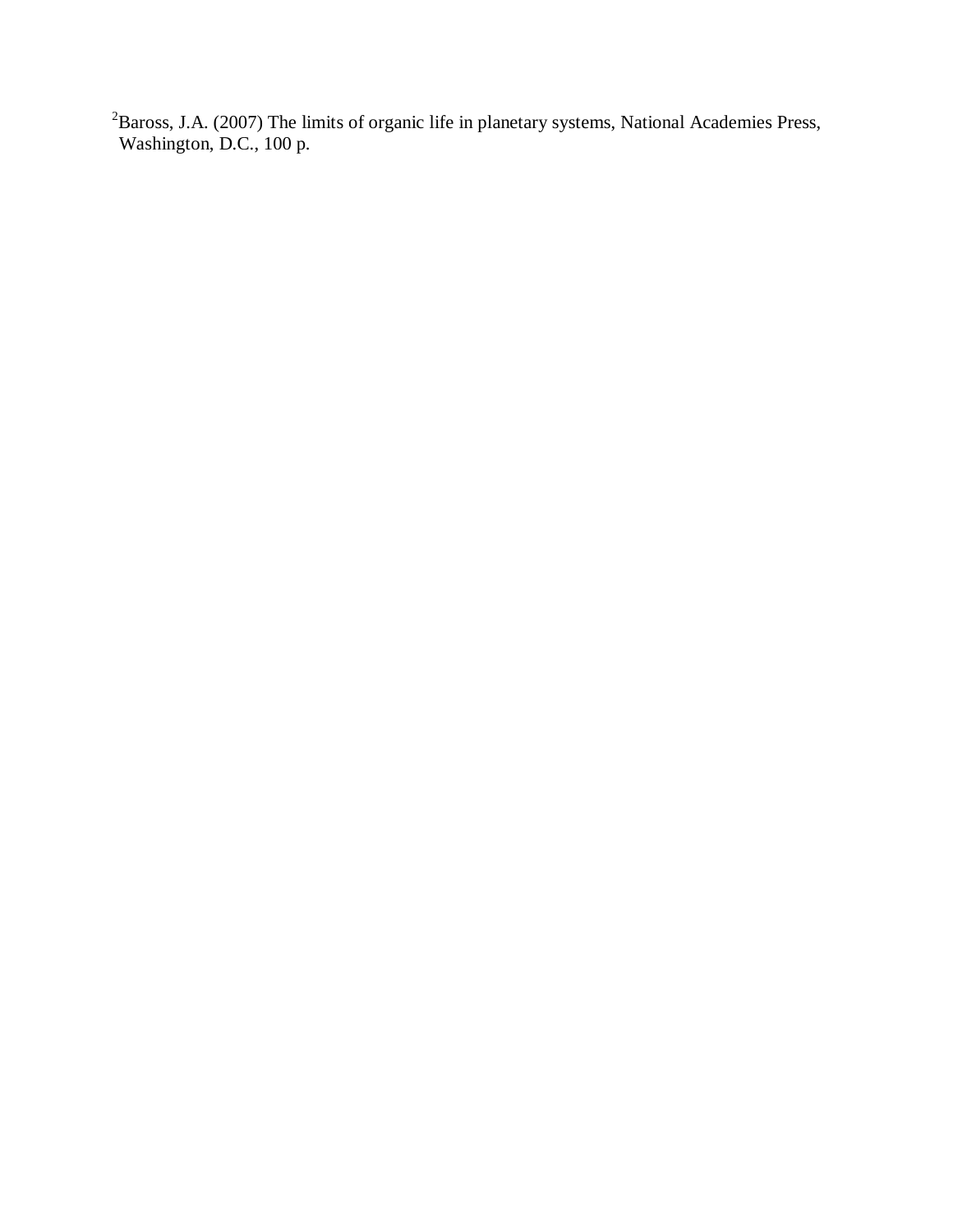[2]Baross, J.A. (2007) The limits of organic life in planetary systems, National Academies Press, Washington, D.C., 100 p.